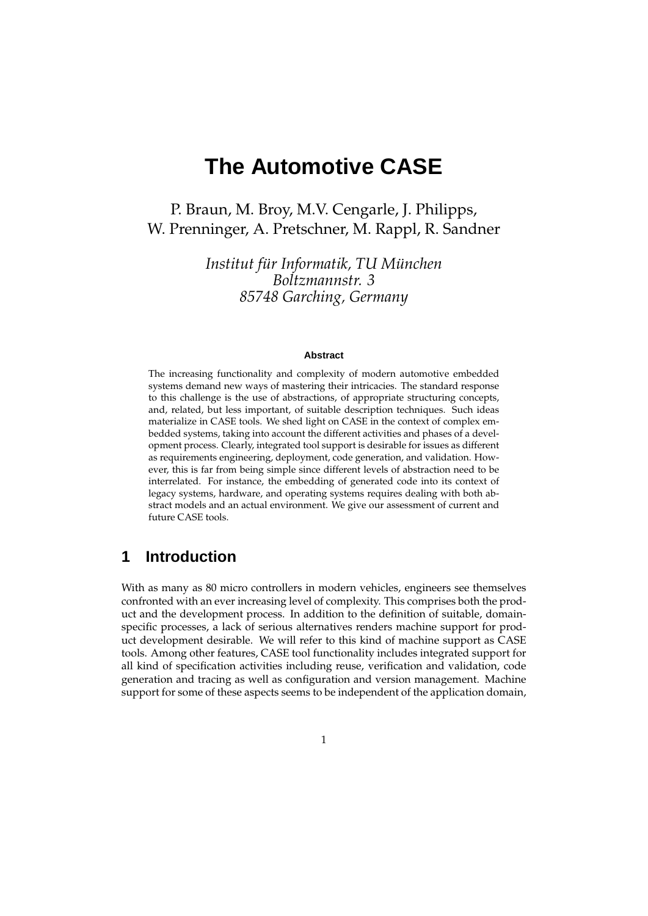# The Automotive CASE

P. Braun, M. Broy, M.V. Cengarle, J. Philipps,
W. Prenninger, A. Pretschner, M. Rappl, R. Sandner

*Institut für Informatik, TU München*
*Boltzmannstr. 3*
*85748 Garching, Germany*

**Abstract**

The increasing functionality and complexity of modern automotive embedded systems demand new ways of mastering their intricacies. The standard response to this challenge is the use of abstractions, of appropriate structuring concepts, and, related, but less important, of suitable description techniques. Such ideas materialize in CASE tools. We shed light on CASE in the context of complex embedded systems, taking into account the different activities and phases of a development process. Clearly, integrated tool support is desirable for issues as different as requirements engineering, deployment, code generation, and validation. However, this is far from being simple since different levels of abstraction need to be interrelated. For instance, the embedding of generated code into its context of legacy systems, hardware, and operating systems requires dealing with both abstract models and an actual environment. We give our assessment of current and future CASE tools.

## 1 Introduction

With as many as 80 micro controllers in modern vehicles, engineers see themselves confronted with an ever increasing level of complexity. This comprises both the product and the development process. In addition to the definition of suitable, domain-specific processes, a lack of serious alternatives renders machine support for product development desirable. We will refer to this kind of machine support as CASE tools. Among other features, CASE tool functionality includes integrated support for all kind of specification activities including reuse, verification and validation, code generation and tracing as well as configuration and version management. Machine support for some of these aspects seems to be independent of the application domain,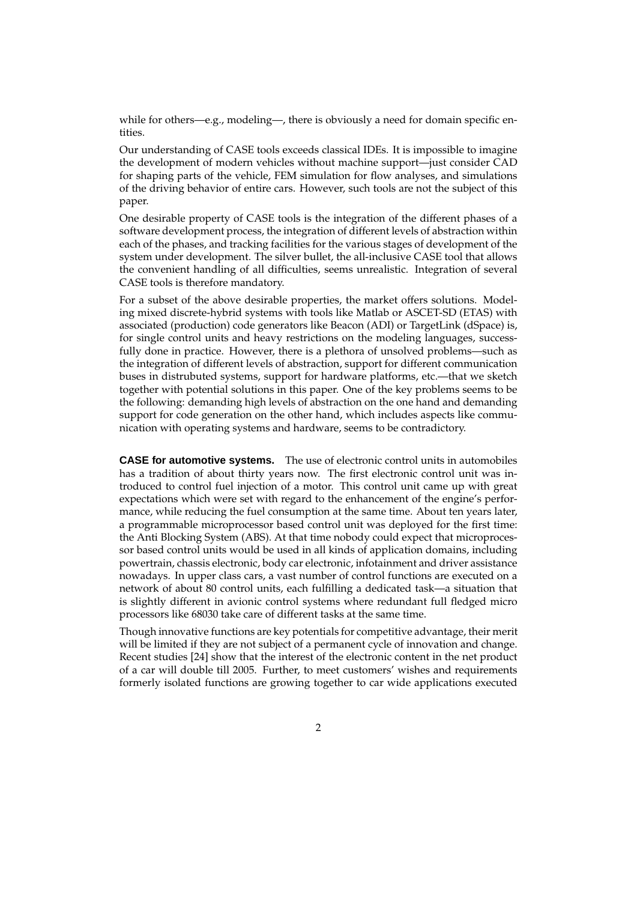while for others—e.g., modeling—, there is obviously a need for domain specific entities.

Our understanding of CASE tools exceeds classical IDEs. It is impossible to imagine the development of modern vehicles without machine support—just consider CAD for shaping parts of the vehicle, FEM simulation for flow analyses, and simulations of the driving behavior of entire cars. However, such tools are not the subject of this paper.

One desirable property of CASE tools is the integration of the different phases of a software development process, the integration of different levels of abstraction within each of the phases, and tracking facilities for the various stages of development of the system under development. The silver bullet, the all-inclusive CASE tool that allows the convenient handling of all difficulties, seems unrealistic. Integration of several CASE tools is therefore mandatory.

For a subset of the above desirable properties, the market offers solutions. Modeling mixed discrete-hybrid systems with tools like Matlab or ASCET-SD (ETAS) with associated (production) code generators like Beacon (ADI) or TargetLink (dSpace) is, for single control units and heavy restrictions on the modeling languages, successfully done in practice. However, there is a plethora of unsolved problems—such as the integration of different levels of abstraction, support for different communication buses in distrubuted systems, support for hardware platforms, etc.—that we sketch together with potential solutions in this paper. One of the key problems seems to be the following: demanding high levels of abstraction on the one hand and demanding support for code generation on the other hand, which includes aspects like communication with operating systems and hardware, seems to be contradictory.

**CASE for automotive systems.** The use of electronic control units in automobiles has a tradition of about thirty years now. The first electronic control unit was introduced to control fuel injection of a motor. This control unit came up with great expectations which were set with regard to the enhancement of the engine's performance, while reducing the fuel consumption at the same time. About ten years later, a programmable microprocessor based control unit was deployed for the first time: the Anti Blocking System (ABS). At that time nobody could expect that microprocessor based control units would be used in all kinds of application domains, including powertrain, chassis electronic, body car electronic, infotainment and driver assistance nowadays. In upper class cars, a vast number of control functions are executed on a network of about 80 control units, each fulfilling a dedicated task—a situation that is slightly different in avionic control systems where redundant full fledged micro processors like 68030 take care of different tasks at the same time.

Though innovative functions are key potentials for competitive advantage, their merit will be limited if they are not subject of a permanent cycle of innovation and change. Recent studies [24] show that the interest of the electronic content in the net product of a car will double till 2005. Further, to meet customers' wishes and requirements formerly isolated functions are growing together to car wide applications executed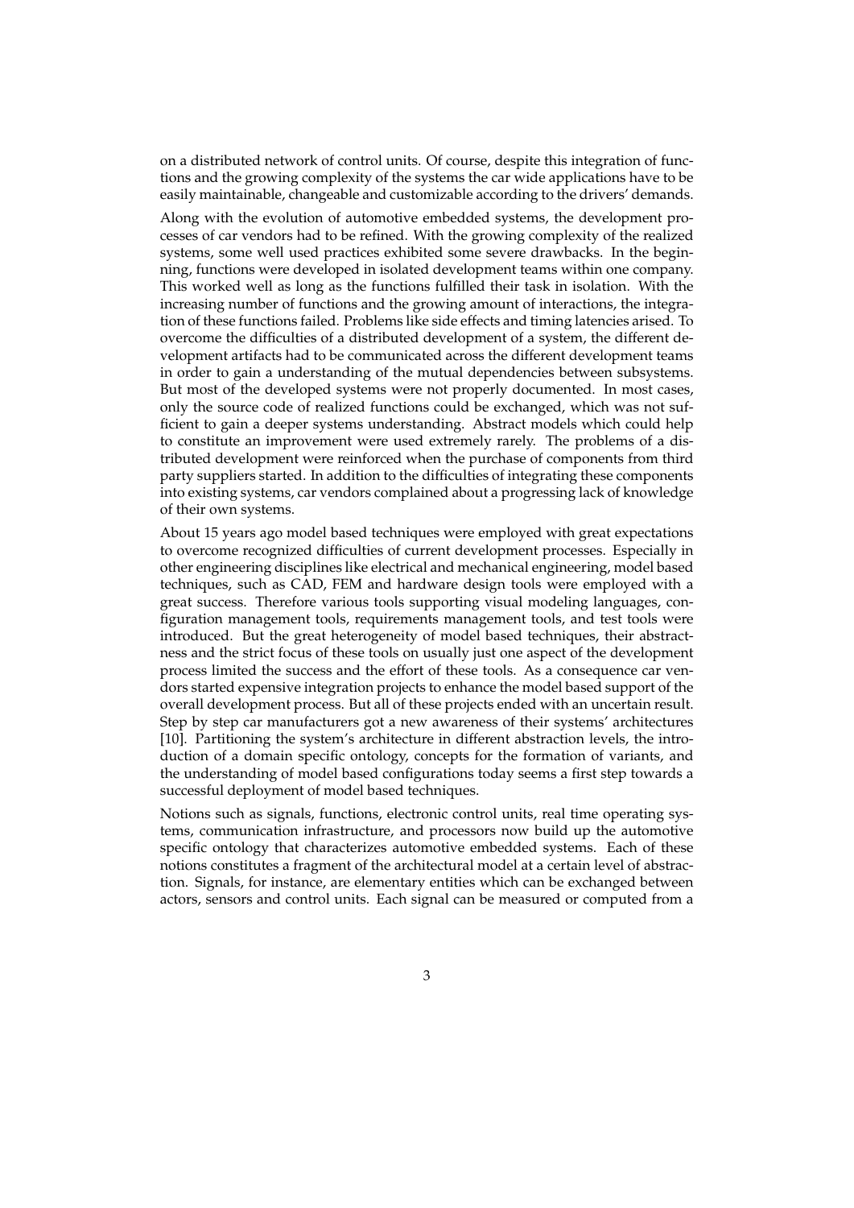on a distributed network of control units. Of course, despite this integration of functions and the growing complexity of the systems the car wide applications have to be easily maintainable, changeable and customizable according to the drivers' demands.

Along with the evolution of automotive embedded systems, the development processes of car vendors had to be refined. With the growing complexity of the realized systems, some well used practices exhibited some severe drawbacks. In the beginning, functions were developed in isolated development teams within one company. This worked well as long as the functions fulfilled their task in isolation. With the increasing number of functions and the growing amount of interactions, the integration of these functions failed. Problems like side effects and timing latencies arised. To overcome the difficulties of a distributed development of a system, the different development artifacts had to be communicated across the different development teams in order to gain a understanding of the mutual dependencies between subsystems. But most of the developed systems were not properly documented. In most cases, only the source code of realized functions could be exchanged, which was not sufficient to gain a deeper systems understanding. Abstract models which could help to constitute an improvement were used extremely rarely. The problems of a distributed development were reinforced when the purchase of components from third party suppliers started. In addition to the difficulties of integrating these components into existing systems, car vendors complained about a progressing lack of knowledge of their own systems.

About 15 years ago model based techniques were employed with great expectations to overcome recognized difficulties of current development processes. Especially in other engineering disciplines like electrical and mechanical engineering, model based techniques, such as CAD, FEM and hardware design tools were employed with a great success. Therefore various tools supporting visual modeling languages, configuration management tools, requirements management tools, and test tools were introduced. But the great heterogeneity of model based techniques, their abstractness and the strict focus of these tools on usually just one aspect of the development process limited the success and the effort of these tools. As a consequence car vendors started expensive integration projects to enhance the model based support of the overall development process. But all of these projects ended with an uncertain result. Step by step car manufacturers got a new awareness of their systems' architectures [10]. Partitioning the system's architecture in different abstraction levels, the introduction of a domain specific ontology, concepts for the formation of variants, and the understanding of model based configurations today seems a first step towards a successful deployment of model based techniques.

Notions such as signals, functions, electronic control units, real time operating systems, communication infrastructure, and processors now build up the automotive specific ontology that characterizes automotive embedded systems. Each of these notions constitutes a fragment of the architectural model at a certain level of abstraction. Signals, for instance, are elementary entities which can be exchanged between actors, sensors and control units. Each signal can be measured or computed from a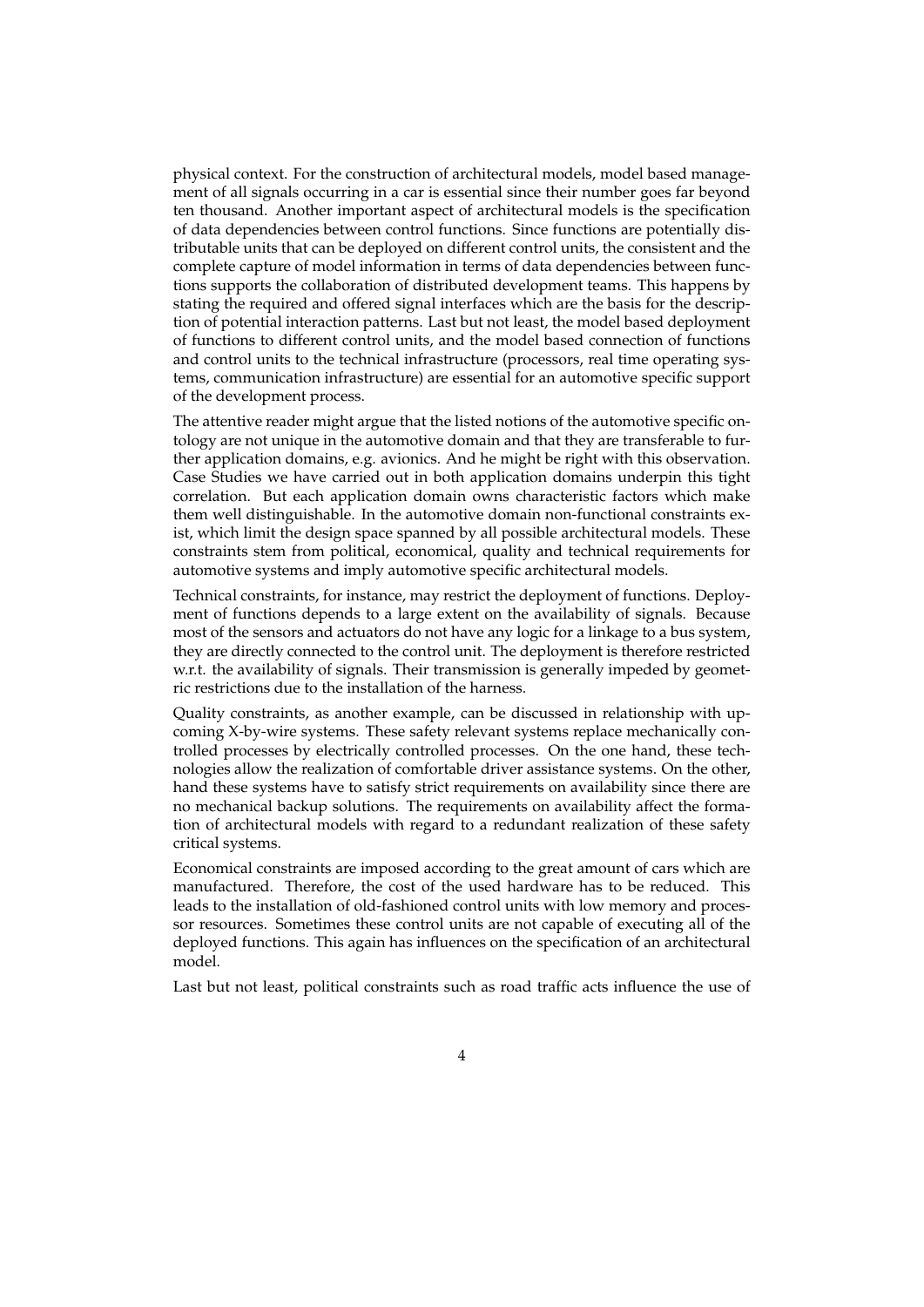physical context. For the construction of architectural models, model based management of all signals occurring in a car is essential since their number goes far beyond ten thousand. Another important aspect of architectural models is the specification of data dependencies between control functions. Since functions are potentially distributable units that can be deployed on different control units, the consistent and the complete capture of model information in terms of data dependencies between functions supports the collaboration of distributed development teams. This happens by stating the required and offered signal interfaces which are the basis for the description of potential interaction patterns. Last but not least, the model based deployment of functions to different control units, and the model based connection of functions and control units to the technical infrastructure (processors, real time operating systems, communication infrastructure) are essential for an automotive specific support of the development process.

The attentive reader might argue that the listed notions of the automotive specific ontology are not unique in the automotive domain and that they are transferable to further application domains, e.g. avionics. And he might be right with this observation. Case Studies we have carried out in both application domains underpin this tight correlation. But each application domain owns characteristic factors which make them well distinguishable. In the automotive domain non-functional constraints exist, which limit the design space spanned by all possible architectural models. These constraints stem from political, economical, quality and technical requirements for automotive systems and imply automotive specific architectural models.

Technical constraints, for instance, may restrict the deployment of functions. Deployment of functions depends to a large extent on the availability of signals. Because most of the sensors and actuators do not have any logic for a linkage to a bus system, they are directly connected to the control unit. The deployment is therefore restricted w.r.t. the availability of signals. Their transmission is generally impeded by geometric restrictions due to the installation of the harness.

Quality constraints, as another example, can be discussed in relationship with upcoming X-by-wire systems. These safety relevant systems replace mechanically controlled processes by electrically controlled processes. On the one hand, these technologies allow the realization of comfortable driver assistance systems. On the other, hand these systems have to satisfy strict requirements on availability since there are no mechanical backup solutions. The requirements on availability affect the formation of architectural models with regard to a redundant realization of these safety critical systems.

Economical constraints are imposed according to the great amount of cars which are manufactured. Therefore, the cost of the used hardware has to be reduced. This leads to the installation of old-fashioned control units with low memory and processor resources. Sometimes these control units are not capable of executing all of the deployed functions. This again has influences on the specification of an architectural model.

Last but not least, political constraints such as road traffic acts influence the use of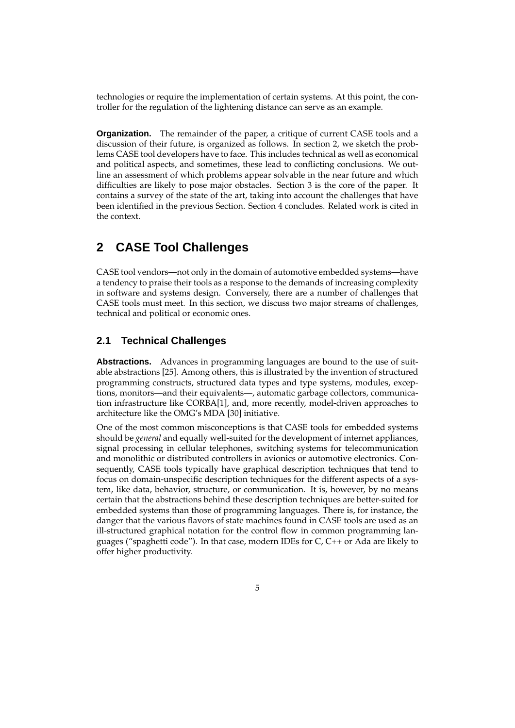technologies or require the implementation of certain systems. At this point, the controller for the regulation of the lightening distance can serve as an example.

**Organization.** The remainder of the paper, a critique of current CASE tools and a discussion of their future, is organized as follows. In section 2, we sketch the problems CASE tool developers have to face. This includes technical as well as economical and political aspects, and sometimes, these lead to conflicting conclusions. We outline an assessment of which problems appear solvable in the near future and which difficulties are likely to pose major obstacles. Section 3 is the core of the paper. It contains a survey of the state of the art, taking into account the challenges that have been identified in the previous Section. Section 4 concludes. Related work is cited in the context.

# 2 CASE Tool Challenges

CASE tool vendors—not only in the domain of automotive embedded systems—have a tendency to praise their tools as a response to the demands of increasing complexity in software and systems design. Conversely, there are a number of challenges that CASE tools must meet. In this section, we discuss two major streams of challenges, technical and political or economic ones.

## 2.1 Technical Challenges

**Abstractions.** Advances in programming languages are bound to the use of suitable abstractions [25]. Among others, this is illustrated by the invention of structured programming constructs, structured data types and type systems, modules, exceptions, monitors—and their equivalents—, automatic garbage collectors, communication infrastructure like CORBA[1], and, more recently, model-driven approaches to architecture like the OMG's MDA [30] initiative.

One of the most common misconceptions is that CASE tools for embedded systems should be *general* and equally well-suited for the development of internet appliances, signal processing in cellular telephones, switching systems for telecommunication and monolithic or distributed controllers in avionics or automotive electronics. Consequently, CASE tools typically have graphical description techniques that tend to focus on domain-unspecific description techniques for the different aspects of a system, like data, behavior, structure, or communication. It is, however, by no means certain that the abstractions behind these description techniques are better-suited for embedded systems than those of programming languages. There is, for instance, the danger that the various flavors of state machines found in CASE tools are used as an ill-structured graphical notation for the control flow in common programming languages ("spaghetti code"). In that case, modern IDEs for C, C++ or Ada are likely to offer higher productivity.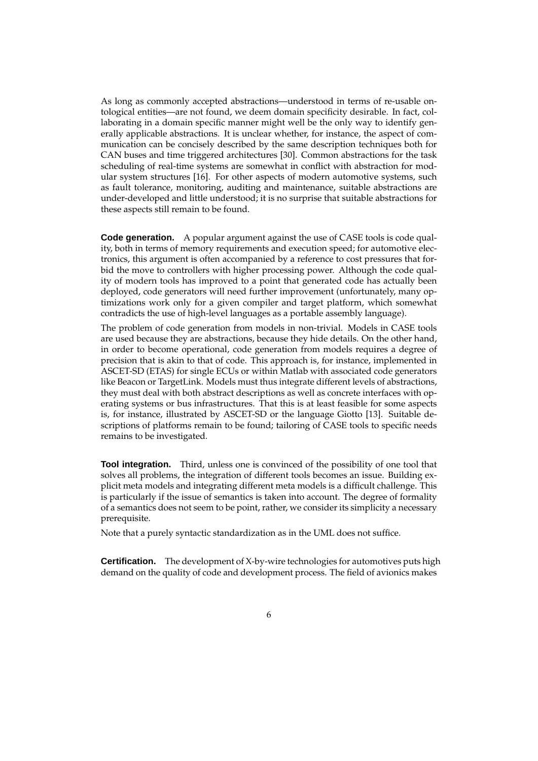As long as commonly accepted abstractions—understood in terms of re-usable ontological entities—are not found, we deem domain specificity desirable. In fact, collaborating in a domain specific manner might well be the only way to identify generally applicable abstractions. It is unclear whether, for instance, the aspect of communication can be concisely described by the same description techniques both for CAN buses and time triggered architectures [30]. Common abstractions for the task scheduling of real-time systems are somewhat in conflict with abstraction for modular system structures [16]. For other aspects of modern automotive systems, such as fault tolerance, monitoring, auditing and maintenance, suitable abstractions are under-developed and little understood; it is no surprise that suitable abstractions for these aspects still remain to be found.

**Code generation.** A popular argument against the use of CASE tools is code quality, both in terms of memory requirements and execution speed; for automotive electronics, this argument is often accompanied by a reference to cost pressures that forbid the move to controllers with higher processing power. Although the code quality of modern tools has improved to a point that generated code has actually been deployed, code generators will need further improvement (unfortunately, many optimizations work only for a given compiler and target platform, which somewhat contradicts the use of high-level languages as a portable assembly language).

The problem of code generation from models in non-trivial. Models in CASE tools are used because they are abstractions, because they hide details. On the other hand, in order to become operational, code generation from models requires a degree of precision that is akin to that of code. This approach is, for instance, implemented in ASCET-SD (ETAS) for single ECUs or within Matlab with associated code generators like Beacon or TargetLink. Models must thus integrate different levels of abstractions, they must deal with both abstract descriptions as well as concrete interfaces with operating systems or bus infrastructures. That this is at least feasible for some aspects is, for instance, illustrated by ASCET-SD or the language Giotto [13]. Suitable descriptions of platforms remain to be found; tailoring of CASE tools to specific needs remains to be investigated.

**Tool integration.** Third, unless one is convinced of the possibility of one tool that solves all problems, the integration of different tools becomes an issue. Building explicit meta models and integrating different meta models is a difficult challenge. This is particularly if the issue of semantics is taken into account. The degree of formality of a semantics does not seem to be point, rather, we consider its simplicity a necessary prerequisite.

Note that a purely syntactic standardization as in the UML does not suffice.

**Certification.** The development of X-by-wire technologies for automotives puts high demand on the quality of code and development process. The field of avionics makes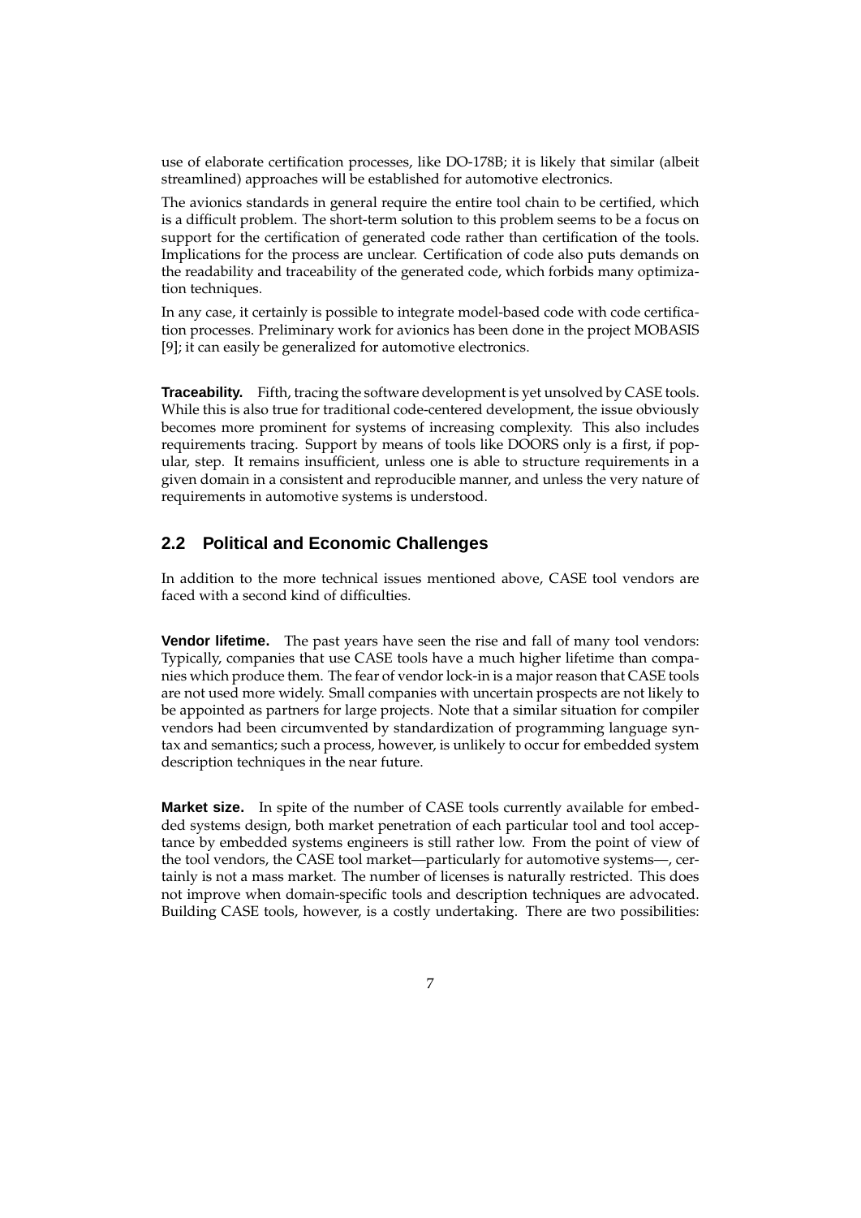use of elaborate certification processes, like DO-178B; it is likely that similar (albeit streamlined) approaches will be established for automotive electronics.

The avionics standards in general require the entire tool chain to be certified, which is a difficult problem. The short-term solution to this problem seems to be a focus on support for the certification of generated code rather than certification of the tools. Implications for the process are unclear. Certification of code also puts demands on the readability and traceability of the generated code, which forbids many optimization techniques.

In any case, it certainly is possible to integrate model-based code with code certification processes. Preliminary work for avionics has been done in the project MOBASIS [9]; it can easily be generalized for automotive electronics.

**Traceability.** Fifth, tracing the software development is yet unsolved by CASE tools. While this is also true for traditional code-centered development, the issue obviously becomes more prominent for systems of increasing complexity. This also includes requirements tracing. Support by means of tools like DOORS only is a first, if popular, step. It remains insufficient, unless one is able to structure requirements in a given domain in a consistent and reproducible manner, and unless the very nature of requirements in automotive systems is understood.

## 2.2 Political and Economic Challenges

In addition to the more technical issues mentioned above, CASE tool vendors are faced with a second kind of difficulties.

**Vendor lifetime.** The past years have seen the rise and fall of many tool vendors: Typically, companies that use CASE tools have a much higher lifetime than companies which produce them. The fear of vendor lock-in is a major reason that CASE tools are not used more widely. Small companies with uncertain prospects are not likely to be appointed as partners for large projects. Note that a similar situation for compiler vendors had been circumvented by standardization of programming language syntax and semantics; such a process, however, is unlikely to occur for embedded system description techniques in the near future.

**Market size.** In spite of the number of CASE tools currently available for embedded systems design, both market penetration of each particular tool and tool acceptance by embedded systems engineers is still rather low. From the point of view of the tool vendors, the CASE tool market—particularly for automotive systems—, certainly is not a mass market. The number of licenses is naturally restricted. This does not improve when domain-specific tools and description techniques are advocated. Building CASE tools, however, is a costly undertaking. There are two possibilities: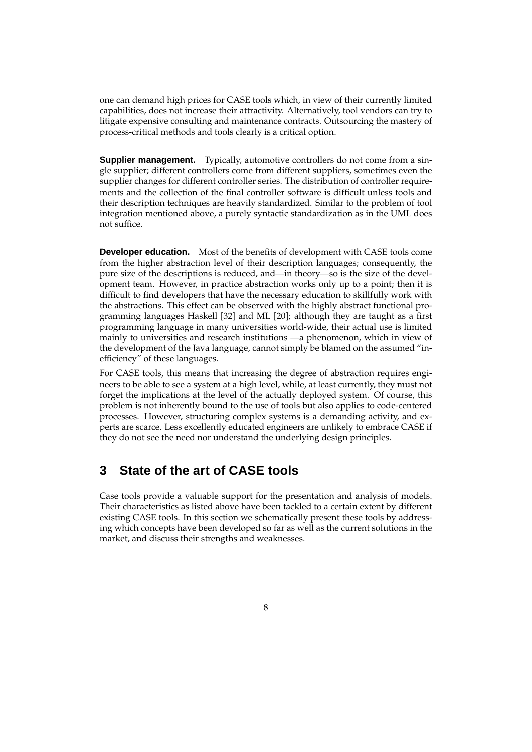one can demand high prices for CASE tools which, in view of their currently limited capabilities, does not increase their attractivity. Alternatively, tool vendors can try to litigate expensive consulting and maintenance contracts. Outsourcing the mastery of process-critical methods and tools clearly is a critical option.

**Supplier management.** Typically, automotive controllers do not come from a single supplier; different controllers come from different suppliers, sometimes even the supplier changes for different controller series. The distribution of controller requirements and the collection of the final controller software is difficult unless tools and their description techniques are heavily standardized. Similar to the problem of tool integration mentioned above, a purely syntactic standardization as in the UML does not suffice.

**Developer education.** Most of the benefits of development with CASE tools come from the higher abstraction level of their description languages; consequently, the pure size of the descriptions is reduced, and—in theory—so is the size of the development team. However, in practice abstraction works only up to a point; then it is difficult to find developers that have the necessary education to skillfully work with the abstractions. This effect can be observed with the highly abstract functional programming languages Haskell [32] and ML [20]; although they are taught as a first programming language in many universities world-wide, their actual use is limited mainly to universities and research institutions —a phenomenon, which in view of the development of the Java language, cannot simply be blamed on the assumed "inefficiency" of these languages.

For CASE tools, this means that increasing the degree of abstraction requires engineers to be able to see a system at a high level, while, at least currently, they must not forget the implications at the level of the actually deployed system. Of course, this problem is not inherently bound to the use of tools but also applies to code-centered processes. However, structuring complex systems is a demanding activity, and experts are scarce. Less excellently educated engineers are unlikely to embrace CASE if they do not see the need nor understand the underlying design principles.

## 3 State of the art of CASE tools

Case tools provide a valuable support for the presentation and analysis of models. Their characteristics as listed above have been tackled to a certain extent by different existing CASE tools. In this section we schematically present these tools by addressing which concepts have been developed so far as well as the current solutions in the market, and discuss their strengths and weaknesses.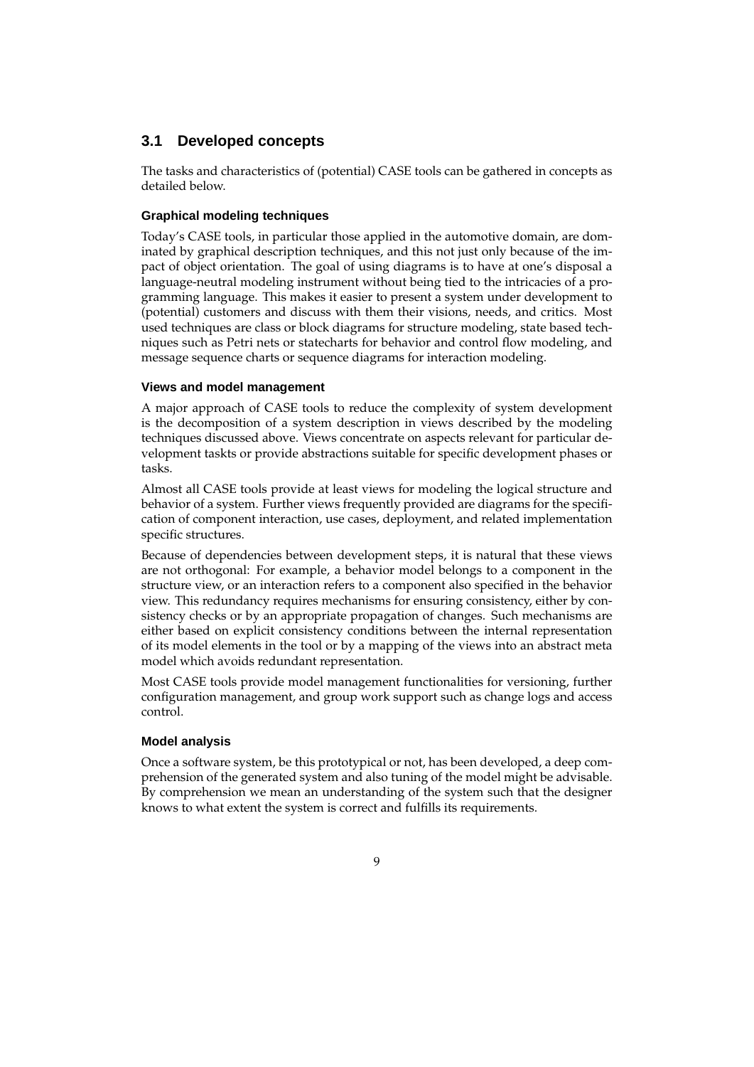## 3.1 Developed concepts

The tasks and characteristics of (potential) CASE tools can be gathered in concepts as detailed below.

### Graphical modeling techniques

Today's CASE tools, in particular those applied in the automotive domain, are dominated by graphical description techniques, and this not just only because of the impact of object orientation. The goal of using diagrams is to have at one's disposal a language-neutral modeling instrument without being tied to the intricacies of a programming language. This makes it easier to present a system under development to (potential) customers and discuss with them their visions, needs, and critics. Most used techniques are class or block diagrams for structure modeling, state based techniques such as Petri nets or statecharts for behavior and control flow modeling, and message sequence charts or sequence diagrams for interaction modeling.

### Views and model management

A major approach of CASE tools to reduce the complexity of system development is the decomposition of a system description in views described by the modeling techniques discussed above. Views concentrate on aspects relevant for particular development taskts or provide abstractions suitable for specific development phases or tasks.

Almost all CASE tools provide at least views for modeling the logical structure and behavior of a system. Further views frequently provided are diagrams for the specification of component interaction, use cases, deployment, and related implementation specific structures.

Because of dependencies between development steps, it is natural that these views are not orthogonal: For example, a behavior model belongs to a component in the structure view, or an interaction refers to a component also specified in the behavior view. This redundancy requires mechanisms for ensuring consistency, either by consistency checks or by an appropriate propagation of changes. Such mechanisms are either based on explicit consistency conditions between the internal representation of its model elements in the tool or by a mapping of the views into an abstract meta model which avoids redundant representation.

Most CASE tools provide model management functionalities for versioning, further configuration management, and group work support such as change logs and access control.

### Model analysis

Once a software system, be this prototypical or not, has been developed, a deep comprehension of the generated system and also tuning of the model might be advisable. By comprehension we mean an understanding of the system such that the designer knows to what extent the system is correct and fulfills its requirements.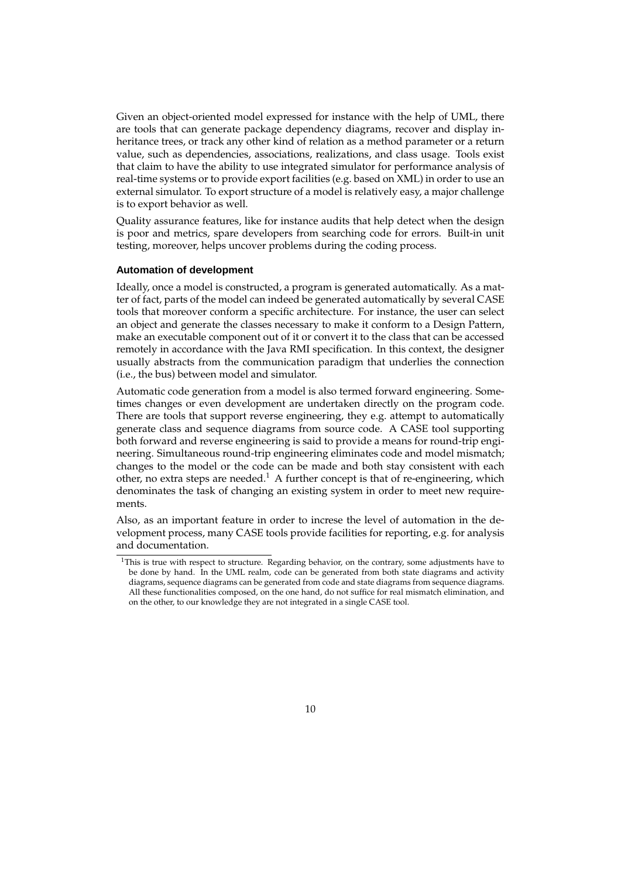Given an object-oriented model expressed for instance with the help of UML, there are tools that can generate package dependency diagrams, recover and display inheritance trees, or track any other kind of relation as a method parameter or a return value, such as dependencies, associations, realizations, and class usage. Tools exist that claim to have the ability to use integrated simulator for performance analysis of real-time systems or to provide export facilities (e.g. based on XML) in order to use an external simulator. To export structure of a model is relatively easy, a major challenge is to export behavior as well.

Quality assurance features, like for instance audits that help detect when the design is poor and metrics, spare developers from searching code for errors. Built-in unit testing, moreover, helps uncover problems during the coding process.

### Automation of development

Ideally, once a model is constructed, a program is generated automatically. As a matter of fact, parts of the model can indeed be generated automatically by several CASE tools that moreover conform a specific architecture. For instance, the user can select an object and generate the classes necessary to make it conform to a Design Pattern, make an executable component out of it or convert it to the class that can be accessed remotely in accordance with the Java RMI specification. In this context, the designer usually abstracts from the communication paradigm that underlies the connection (i.e., the bus) between model and simulator.

Automatic code generation from a model is also termed forward engineering. Sometimes changes or even development are undertaken directly on the program code. There are tools that support reverse engineering, they e.g. attempt to automatically generate class and sequence diagrams from source code. A CASE tool supporting both forward and reverse engineering is said to provide a means for round-trip engineering. Simultaneous round-trip engineering eliminates code and model mismatch; changes to the model or the code can be made and both stay consistent with each other, no extra steps are needed.[1] A further concept is that of re-engineering, which denominates the task of changing an existing system in order to meet new requirements.

Also, as an important feature in order to increse the level of automation in the development process, many CASE tools provide facilities for reporting, e.g. for analysis and documentation.

[1] This is true with respect to structure. Regarding behavior, on the contrary, some adjustments have to be done by hand. In the UML realm, code can be generated from both state diagrams and activity diagrams, sequence diagrams can be generated from code and state diagrams from sequence diagrams. All these functionalities composed, on the one hand, do not suffice for real mismatch elimination, and on the other, to our knowledge they are not integrated in a single CASE tool.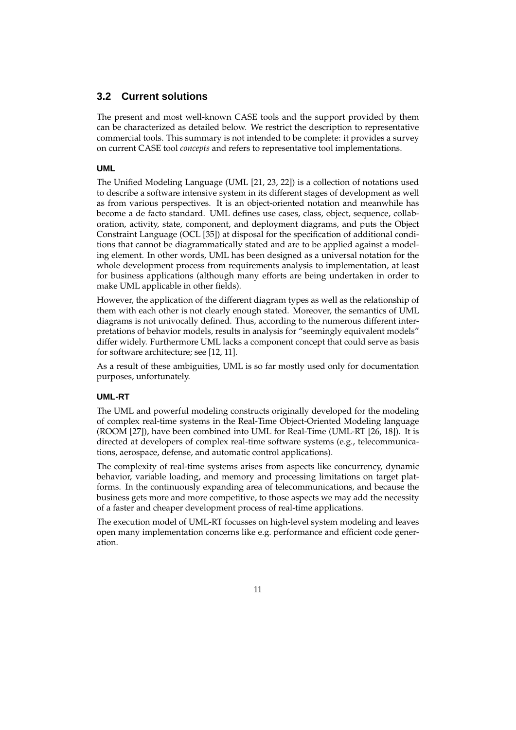## 3.2 Current solutions

The present and most well-known CASE tools and the support provided by them can be characterized as detailed below. We restrict the description to representative commercial tools. This summary is not intended to be complete: it provides a survey on current CASE tool *concepts* and refers to representative tool implementations.

#### UML

The Unified Modeling Language (UML [21, 23, 22]) is a collection of notations used to describe a software intensive system in its different stages of development as well as from various perspectives. It is an object-oriented notation and meanwhile has become a de facto standard. UML defines use cases, class, object, sequence, collaboration, activity, state, component, and deployment diagrams, and puts the Object Constraint Language (OCL [35]) at disposal for the specification of additional conditions that cannot be diagrammatically stated and are to be applied against a modeling element. In other words, UML has been designed as a universal notation for the whole development process from requirements analysis to implementation, at least for business applications (although many efforts are being undertaken in order to make UML applicable in other fields).

However, the application of the different diagram types as well as the relationship of them with each other is not clearly enough stated. Moreover, the semantics of UML diagrams is not univocally defined. Thus, according to the numerous different interpretations of behavior models, results in analysis for "seemingly equivalent models" differ widely. Furthermore UML lacks a component concept that could serve as basis for software architecture; see [12, 11].

As a result of these ambiguities, UML is so far mostly used only for documentation purposes, unfortunately.

#### UML-RT

The UML and powerful modeling constructs originally developed for the modeling of complex real-time systems in the Real-Time Object-Oriented Modeling language (ROOM [27]), have been combined into UML for Real-Time (UML-RT [26, 18]). It is directed at developers of complex real-time software systems (e.g., telecommunications, aerospace, defense, and automatic control applications).

The complexity of real-time systems arises from aspects like concurrency, dynamic behavior, variable loading, and memory and processing limitations on target platforms. In the continuously expanding area of telecommunications, and because the business gets more and more competitive, to those aspects we may add the necessity of a faster and cheaper development process of real-time applications.

The execution model of UML-RT focusses on high-level system modeling and leaves open many implementation concerns like e.g. performance and efficient code generation.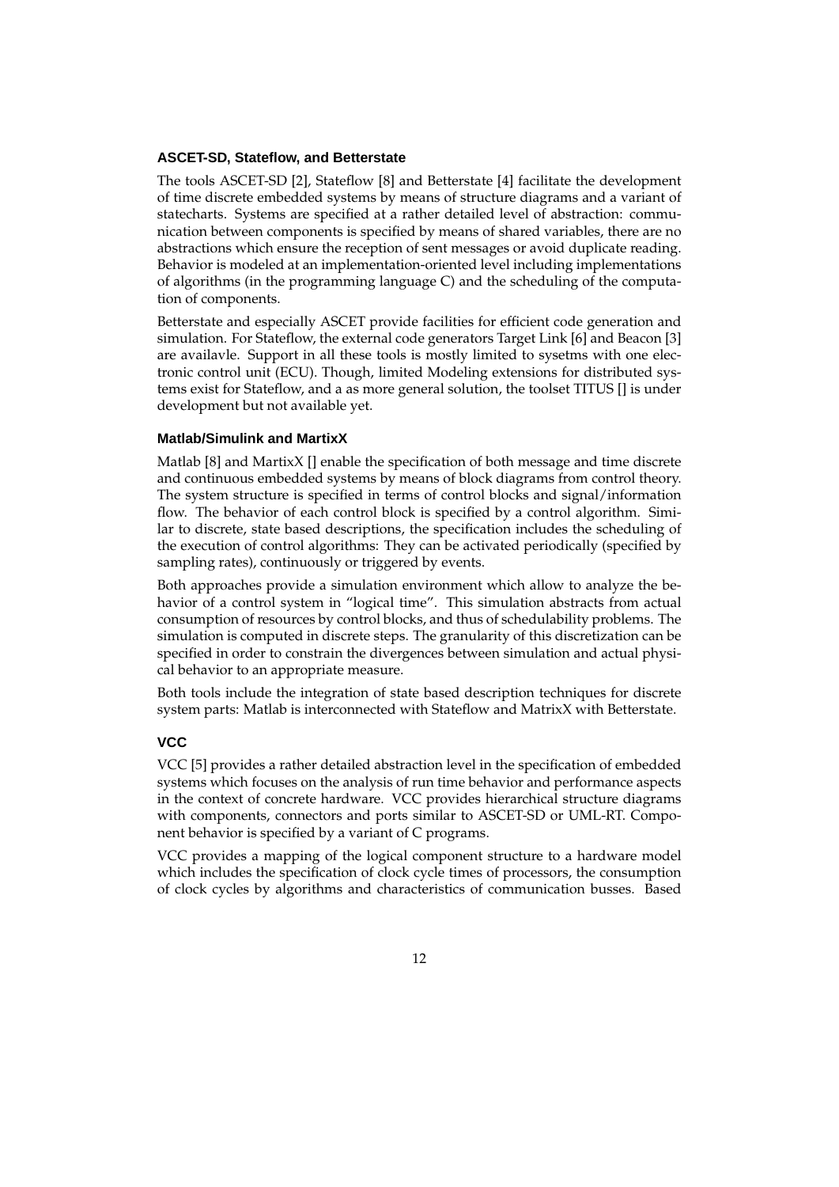### ASCET-SD, Stateflow, and Betterstate

The tools ASCET-SD [2], Stateflow [8] and Betterstate [4] facilitate the development of time discrete embedded systems by means of structure diagrams and a variant of statecharts. Systems are specified at a rather detailed level of abstraction: communication between components is specified by means of shared variables, there are no abstractions which ensure the reception of sent messages or avoid duplicate reading. Behavior is modeled at an implementation-oriented level including implementations of algorithms (in the programming language C) and the scheduling of the computation of components.

Betterstate and especially ASCET provide facilities for efficient code generation and simulation. For Stateflow, the external code generators Target Link [6] and Beacon [3] are availavle. Support in all these tools is mostly limited to sysetms with one electronic control unit (ECU). Though, limited Modeling extensions for distributed systems exist for Stateflow, and a as more general solution, the toolset TITUS [] is under development but not available yet.

### Matlab/Simulink and MartixX

Matlab [8] and MartixX [] enable the specification of both message and time discrete and continuous embedded systems by means of block diagrams from control theory. The system structure is specified in terms of control blocks and signal/information flow. The behavior of each control block is specified by a control algorithm. Similar to discrete, state based descriptions, the specification includes the scheduling of the execution of control algorithms: They can be activated periodically (specified by sampling rates), continuously or triggered by events.

Both approaches provide a simulation environment which allow to analyze the behavior of a control system in "logical time". This simulation abstracts from actual consumption of resources by control blocks, and thus of schedulability problems. The simulation is computed in discrete steps. The granularity of this discretization can be specified in order to constrain the divergences between simulation and actual physical behavior to an appropriate measure.

Both tools include the integration of state based description techniques for discrete system parts: Matlab is interconnected with Stateflow and MatrixX with Betterstate.

### VCC

VCC [5] provides a rather detailed abstraction level in the specification of embedded systems which focuses on the analysis of run time behavior and performance aspects in the context of concrete hardware. VCC provides hierarchical structure diagrams with components, connectors and ports similar to ASCET-SD or UML-RT. Component behavior is specified by a variant of C programs.

VCC provides a mapping of the logical component structure to a hardware model which includes the specification of clock cycle times of processors, the consumption of clock cycles by algorithms and characteristics of communication busses. Based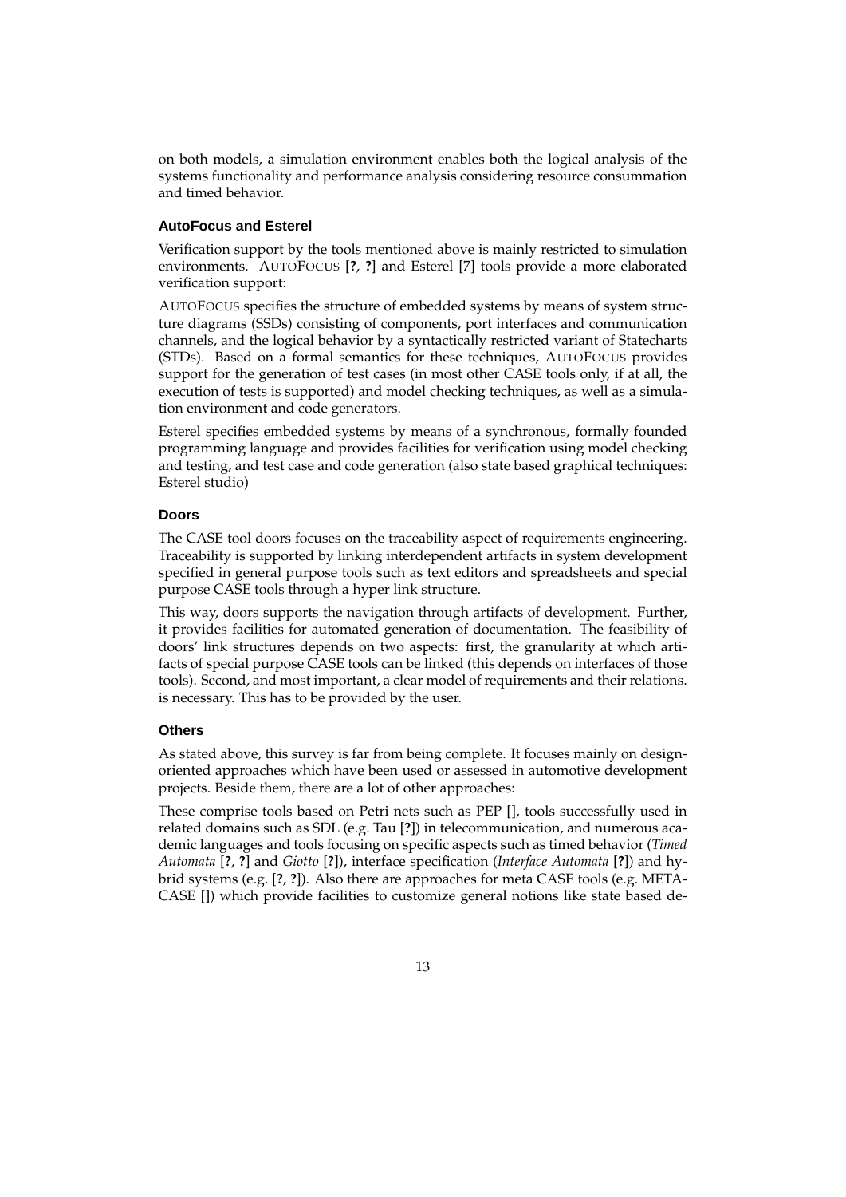on both models, a simulation environment enables both the logical analysis of the systems functionality and performance analysis considering resource consummation and timed behavior.

### AutoFocus and Esterel

Verification support by the tools mentioned above is mainly restricted to simulation environments. AUTOFOCUS [?, ?] and Esterel [7] tools provide a more elaborated verification support:

AUTOFOCUS specifies the structure of embedded systems by means of system structure diagrams (SSDs) consisting of components, port interfaces and communication channels, and the logical behavior by a syntactically restricted variant of Statecharts (STDs). Based on a formal semantics for these techniques, AUTOFOCUS provides support for the generation of test cases (in most other CASE tools only, if at all, the execution of tests is supported) and model checking techniques, as well as a simulation environment and code generators.

Esterel specifies embedded systems by means of a synchronous, formally founded programming language and provides facilities for verification using model checking and testing, and test case and code generation (also state based graphical techniques: Esterel studio)

### Doors

The CASE tool doors focuses on the traceability aspect of requirements engineering. Traceability is supported by linking interdependent artifacts in system development specified in general purpose tools such as text editors and spreadsheets and special purpose CASE tools through a hyper link structure.

This way, doors supports the navigation through artifacts of development. Further, it provides facilities for automated generation of documentation. The feasibility of doors' link structures depends on two aspects: first, the granularity at which artifacts of special purpose CASE tools can be linked (this depends on interfaces of those tools). Second, and most important, a clear model of requirements and their relations. is necessary. This has to be provided by the user.

### Others

As stated above, this survey is far from being complete. It focuses mainly on design-oriented approaches which have been used or assessed in automotive development projects. Beside them, there are a lot of other approaches:

These comprise tools based on Petri nets such as PEP [], tools successfully used in related domains such as SDL (e.g. Tau [?]) in telecommunication, and numerous academic languages and tools focusing on specific aspects such as timed behavior (*Timed Automata* [?, ?] and *Giotto* [?]), interface specification (*Interface Automata* [?]) and hybrid systems (e.g. [?, ?]). Also there are approaches for meta CASE tools (e.g. META-CASE []) which provide facilities to customize general notions like state based de-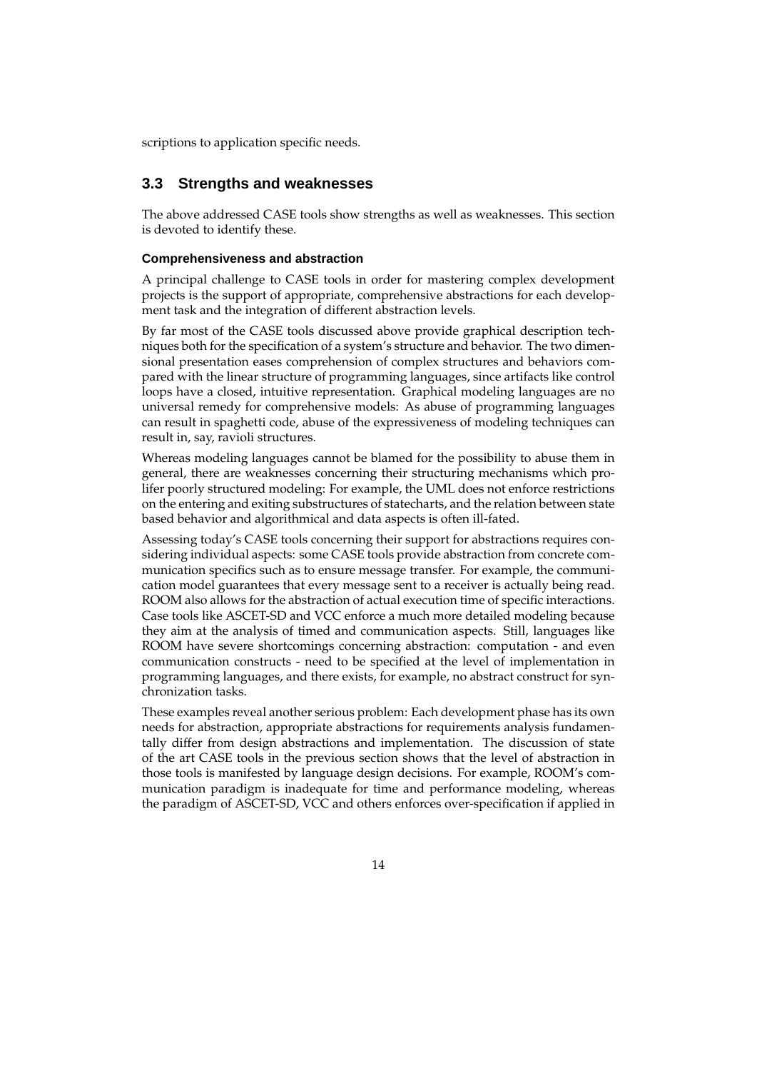scriptions to application specific needs.

## 3.3 Strengths and weaknesses

The above addressed CASE tools show strengths as well as weaknesses. This section is devoted to identify these.

### Comprehensiveness and abstraction

A principal challenge to CASE tools in order for mastering complex development projects is the support of appropriate, comprehensive abstractions for each development task and the integration of different abstraction levels.

By far most of the CASE tools discussed above provide graphical description techniques both for the specification of a system's structure and behavior. The two dimensional presentation eases comprehension of complex structures and behaviors compared with the linear structure of programming languages, since artifacts like control loops have a closed, intuitive representation. Graphical modeling languages are no universal remedy for comprehensive models: As abuse of programming languages can result in spaghetti code, abuse of the expressiveness of modeling techniques can result in, say, ravioli structures.

Whereas modeling languages cannot be blamed for the possibility to abuse them in general, there are weaknesses concerning their structuring mechanisms which prolifer poorly structured modeling: For example, the UML does not enforce restrictions on the entering and exiting substructures of statecharts, and the relation between state based behavior and algorithmical and data aspects is often ill-fated.

Assessing today's CASE tools concerning their support for abstractions requires considering individual aspects: some CASE tools provide abstraction from concrete communication specifics such as to ensure message transfer. For example, the communication model guarantees that every message sent to a receiver is actually being read. ROOM also allows for the abstraction of actual execution time of specific interactions. Case tools like ASCET-SD and VCC enforce a much more detailed modeling because they aim at the analysis of timed and communication aspects. Still, languages like ROOM have severe shortcomings concerning abstraction: computation - and even communication constructs - need to be specified at the level of implementation in programming languages, and there exists, for example, no abstract construct for synchronization tasks.

These examples reveal another serious problem: Each development phase has its own needs for abstraction, appropriate abstractions for requirements analysis fundamentally differ from design abstractions and implementation. The discussion of state of the art CASE tools in the previous section shows that the level of abstraction in those tools is manifested by language design decisions. For example, ROOM's communication paradigm is inadequate for time and performance modeling, whereas the paradigm of ASCET-SD, VCC and others enforces over-specification if applied in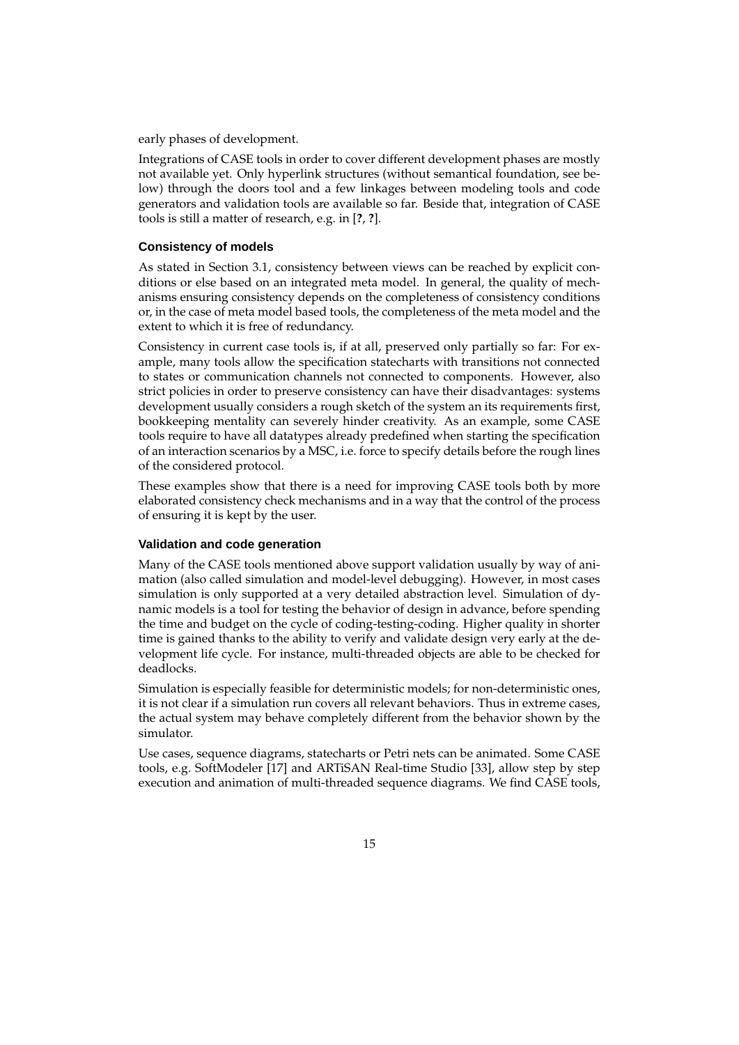early phases of development.

Integrations of CASE tools in order to cover different development phases are mostly not available yet. Only hyperlink structures (without semantical foundation, see below) through the doors tool and a few linkages between modeling tools and code generators and validation tools are available so far. Beside that, integration of CASE tools is still a matter of research, e.g. in [**?**, **?**].

### Consistency of models

As stated in Section 3.1, consistency between views can be reached by explicit conditions or else based on an integrated meta model. In general, the quality of mechanisms ensuring consistency depends on the completeness of consistency conditions or, in the case of meta model based tools, the completeness of the meta model and the extent to which it is free of redundancy.

Consistency in current case tools is, if at all, preserved only partially so far: For example, many tools allow the specification statecharts with transitions not connected to states or communication channels not connected to components. However, also strict policies in order to preserve consistency can have their disadvantages: systems development usually considers a rough sketch of the system an its requirements first, bookkeeping mentality can severely hinder creativity. As an example, some CASE tools require to have all datatypes already predefined when starting the specification of an interaction scenarios by a MSC, i.e. force to specify details before the rough lines of the considered protocol.

These examples show that there is a need for improving CASE tools both by more elaborated consistency check mechanisms and in a way that the control of the process of ensuring it is kept by the user.

### Validation and code generation

Many of the CASE tools mentioned above support validation usually by way of animation (also called simulation and model-level debugging). However, in most cases simulation is only supported at a very detailed abstraction level. Simulation of dynamic models is a tool for testing the behavior of design in advance, before spending the time and budget on the cycle of coding-testing-coding. Higher quality in shorter time is gained thanks to the ability to verify and validate design very early at the development life cycle. For instance, multi-threaded objects are able to be checked for deadlocks.

Simulation is especially feasible for deterministic models; for non-deterministic ones, it is not clear if a simulation run covers all relevant behaviors. Thus in extreme cases, the actual system may behave completely different from the behavior shown by the simulator.

Use cases, sequence diagrams, statecharts or Petri nets can be animated. Some CASE tools, e.g. SoftModeler [17] and ARTiSAN Real-time Studio [33], allow step by step execution and animation of multi-threaded sequence diagrams. We find CASE tools,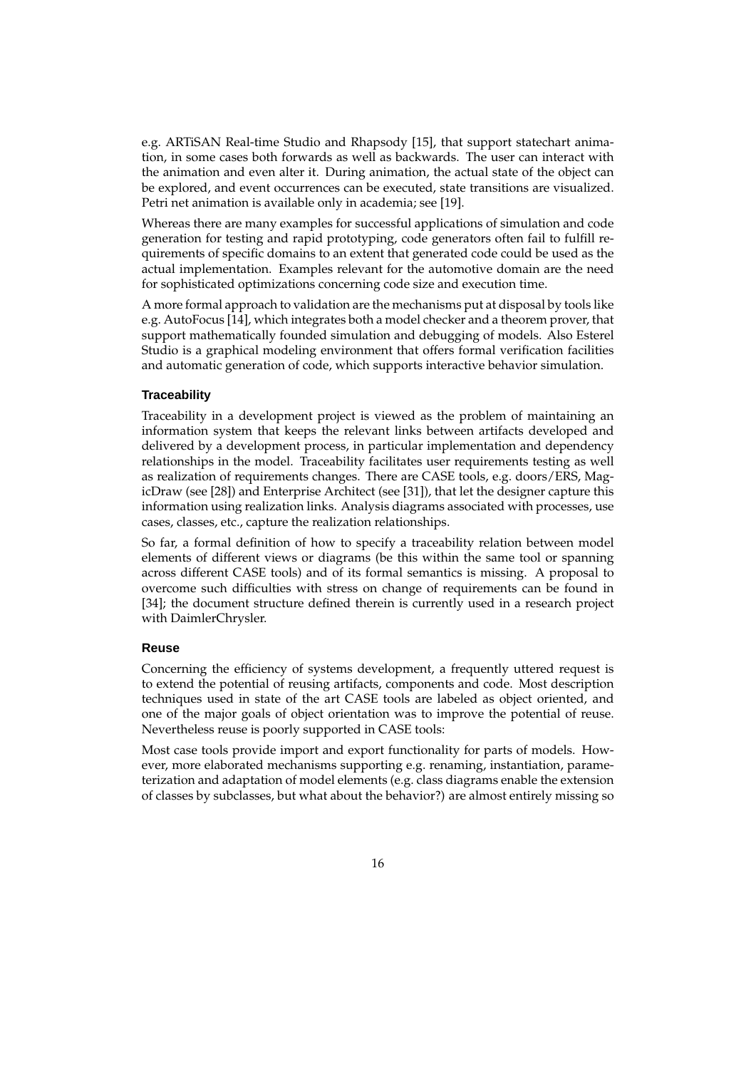e.g. ARTiSAN Real-time Studio and Rhapsody [15], that support statechart animation, in some cases both forwards as well as backwards. The user can interact with the animation and even alter it. During animation, the actual state of the object can be explored, and event occurrences can be executed, state transitions are visualized. Petri net animation is available only in academia; see [19].

Whereas there are many examples for successful applications of simulation and code generation for testing and rapid prototyping, code generators often fail to fulfill requirements of specific domains to an extent that generated code could be used as the actual implementation. Examples relevant for the automotive domain are the need for sophisticated optimizations concerning code size and execution time.

A more formal approach to validation are the mechanisms put at disposal by tools like e.g. AutoFocus [14], which integrates both a model checker and a theorem prover, that support mathematically founded simulation and debugging of models. Also Esterel Studio is a graphical modeling environment that offers formal verification facilities and automatic generation of code, which supports interactive behavior simulation.

#### Traceability

Traceability in a development project is viewed as the problem of maintaining an information system that keeps the relevant links between artifacts developed and delivered by a development process, in particular implementation and dependency relationships in the model. Traceability facilitates user requirements testing as well as realization of requirements changes. There are CASE tools, e.g. doors/ERS, MagicDraw (see [28]) and Enterprise Architect (see [31]), that let the designer capture this information using realization links. Analysis diagrams associated with processes, use cases, classes, etc., capture the realization relationships.

So far, a formal definition of how to specify a traceability relation between model elements of different views or diagrams (be this within the same tool or spanning across different CASE tools) and of its formal semantics is missing. A proposal to overcome such difficulties with stress on change of requirements can be found in [34]; the document structure defined therein is currently used in a research project with DaimlerChrysler.

#### Reuse

Concerning the efficiency of systems development, a frequently uttered request is to extend the potential of reusing artifacts, components and code. Most description techniques used in state of the art CASE tools are labeled as object oriented, and one of the major goals of object orientation was to improve the potential of reuse. Nevertheless reuse is poorly supported in CASE tools:

Most case tools provide import and export functionality for parts of models. However, more elaborated mechanisms supporting e.g. renaming, instantiation, parameterization and adaptation of model elements (e.g. class diagrams enable the extension of classes by subclasses, but what about the behavior?) are almost entirely missing so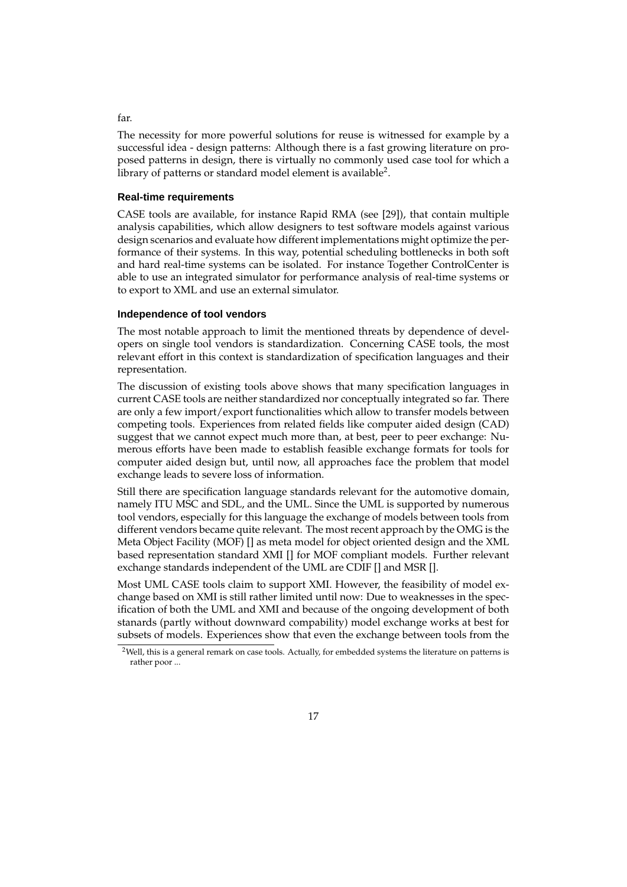far.

The necessity for more powerful solutions for reuse is witnessed for example by a successful idea - design patterns: Although there is a fast growing literature on proposed patterns in design, there is virtually no commonly used case tool for which a library of patterns or standard model element is available[2].

### Real-time requirements

CASE tools are available, for instance Rapid RMA (see [29]), that contain multiple analysis capabilities, which allow designers to test software models against various design scenarios and evaluate how different implementations might optimize the performance of their systems. In this way, potential scheduling bottlenecks in both soft and hard real-time systems can be isolated. For instance Together ControlCenter is able to use an integrated simulator for performance analysis of real-time systems or to export to XML and use an external simulator.

### Independence of tool vendors

The most notable approach to limit the mentioned threats by dependence of developers on single tool vendors is standardization. Concerning CASE tools, the most relevant effort in this context is standardization of specification languages and their representation.

The discussion of existing tools above shows that many specification languages in current CASE tools are neither standardized nor conceptually integrated so far. There are only a few import/export functionalities which allow to transfer models between competing tools. Experiences from related fields like computer aided design (CAD) suggest that we cannot expect much more than, at best, peer to peer exchange: Numerous efforts have been made to establish feasible exchange formats for tools for computer aided design but, until now, all approaches face the problem that model exchange leads to severe loss of information.

Still there are specification language standards relevant for the automotive domain, namely ITU MSC and SDL, and the UML. Since the UML is supported by numerous tool vendors, especially for this language the exchange of models between tools from different vendors became quite relevant. The most recent approach by the OMG is the Meta Object Facility (MOF) [] as meta model for object oriented design and the XML based representation standard XMI [] for MOF compliant models. Further relevant exchange standards independent of the UML are CDIF [] and MSR [].

Most UML CASE tools claim to support XMI. However, the feasibility of model exchange based on XMI is still rather limited until now: Due to weaknesses in the specification of both the UML and XMI and because of the ongoing development of both stanards (partly without downward compability) model exchange works at best for subsets of models. Experiences show that even the exchange between tools from the

[2]Well, this is a general remark on case tools. Actually, for embedded systems the literature on patterns is rather poor ...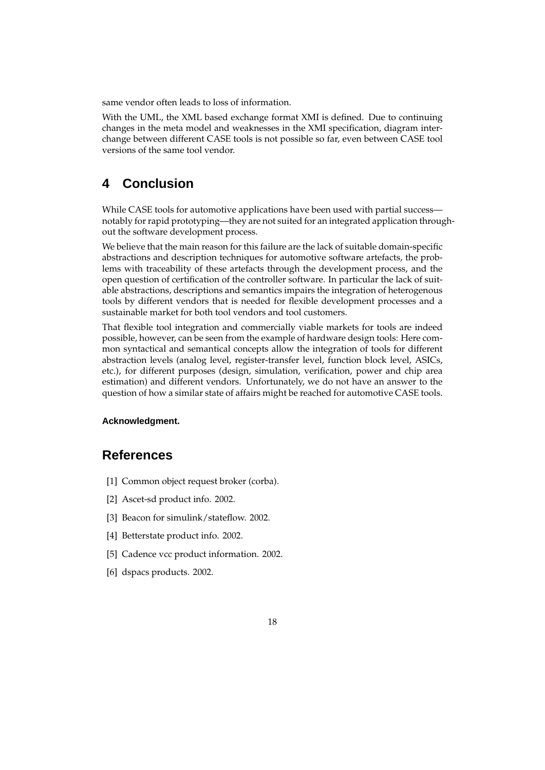same vendor often leads to loss of information.

With the UML, the XML based exchange format XMI is defined. Due to continuing changes in the meta model and weaknesses in the XMI specification, diagram interchange between different CASE tools is not possible so far, even between CASE tool versions of the same tool vendor.

## 4 Conclusion

While CASE tools for automotive applications have been used with partial success—notably for rapid prototyping—they are not suited for an integrated application throughout the software development process.

We believe that the main reason for this failure are the lack of suitable domain-specific abstractions and description techniques for automotive software artefacts, the problems with traceability of these artefacts through the development process, and the open question of certification of the controller software. In particular the lack of suitable abstractions, descriptions and semantics impairs the integration of heterogenous tools by different vendors that is needed for flexible development processes and a sustainable market for both tool vendors and tool customers.

That flexible tool integration and commercially viable markets for tools are indeed possible, however, can be seen from the example of hardware design tools: Here common syntactical and semantical concepts allow the integration of tools for different abstraction levels (analog level, register-transfer level, function block level, ASICs, etc.), for different purposes (design, simulation, verification, power and chip area estimation) and different vendors. Unfortunately, we do not have an answer to the question of how a similar state of affairs might be reached for automotive CASE tools.

**Acknowledgment.**

## References

[1] Common object request broker (corba).

[2] Ascet-sd product info. 2002.

[3] Beacon for simulink/stateflow. 2002.

[4] Betterstate product info. 2002.

[5] Cadence vcc product information. 2002.

[6] dspacs products. 2002.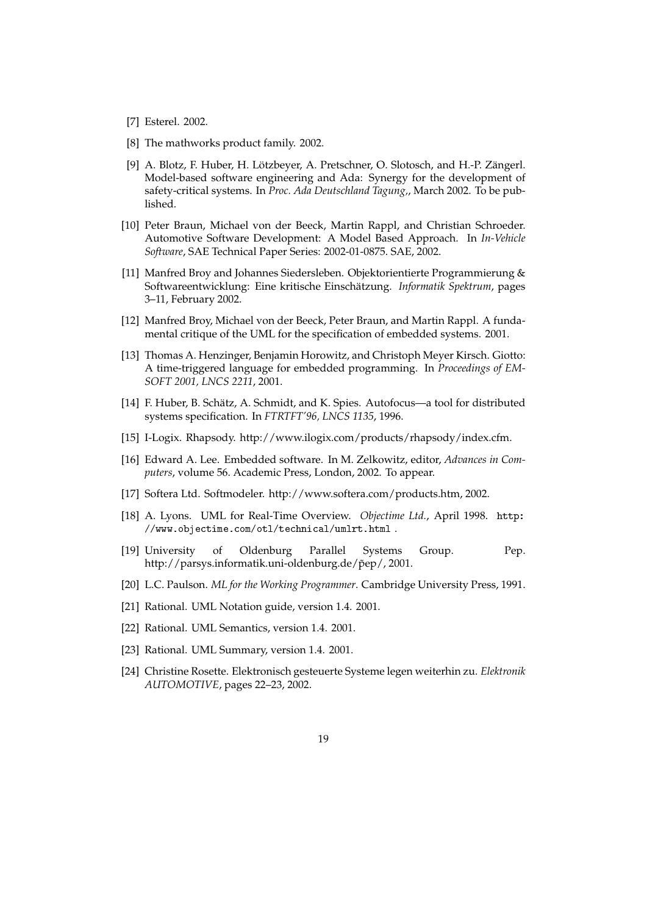[7] Esterel. 2002.

[8] The mathworks product family. 2002.

[9] A. Blotz, F. Huber, H. Lötzbeyer, A. Pretschner, O. Slotosch, and H.-P. Zängerl. Model-based software engineering and Ada: Synergy for the development of safety-critical systems. In *Proc. Ada Deutschland Tagung,*, March 2002. To be published.

[10] Peter Braun, Michael von der Beeck, Martin Rappl, and Christian Schroeder. Automotive Software Development: A Model Based Approach. In *In-Vehicle Software*, SAE Technical Paper Series: 2002-01-0875. SAE, 2002.

[11] Manfred Broy and Johannes Siedersleben. Objektorientierte Programmierung & Softwareentwicklung: Eine kritische Einschätzung. *Informatik Spektrum*, pages 3–11, February 2002.

[12] Manfred Broy, Michael von der Beeck, Peter Braun, and Martin Rappl. A fundamental critique of the UML for the specification of embedded systems. 2001.

[13] Thomas A. Henzinger, Benjamin Horowitz, and Christoph Meyer Kirsch. Giotto: A time-triggered language for embedded programming. In *Proceedings of EMSOFT 2001, LNCS 2211*, 2001.

[14] F. Huber, B. Schätz, A. Schmidt, and K. Spies. Autofocus—a tool for distributed systems specification. In *FTRTFT'96, LNCS 1135*, 1996.

[15] I-Logix. Rhapsody. http://www.ilogix.com/products/rhapsody/index.cfm.

[16] Edward A. Lee. Embedded software. In M. Zelkowitz, editor, *Advances in Computers*, volume 56. Academic Press, London, 2002. To appear.

[17] Softera Ltd. Softmodeler. http://www.softera.com/products.htm, 2002.

[18] A. Lyons. UML for Real-Time Overview. *Objectime Ltd.*, April 1998. `http://www.objectime.com/otl/technical/umlrt.html` .

[19] University of Oldenburg Parallel Systems Group. Pep. http://parsys.informatik.uni-oldenburg.de/p̃ep/, 2001.

[20] L.C. Paulson. *ML for the Working Programmer*. Cambridge University Press, 1991.

[21] Rational. UML Notation guide, version 1.4. 2001.

[22] Rational. UML Semantics, version 1.4. 2001.

[23] Rational. UML Summary, version 1.4. 2001.

[24] Christine Rosette. Elektronisch gesteuerte Systeme legen weiterhin zu. *Elektronik AUTOMOTIVE*, pages 22–23, 2002.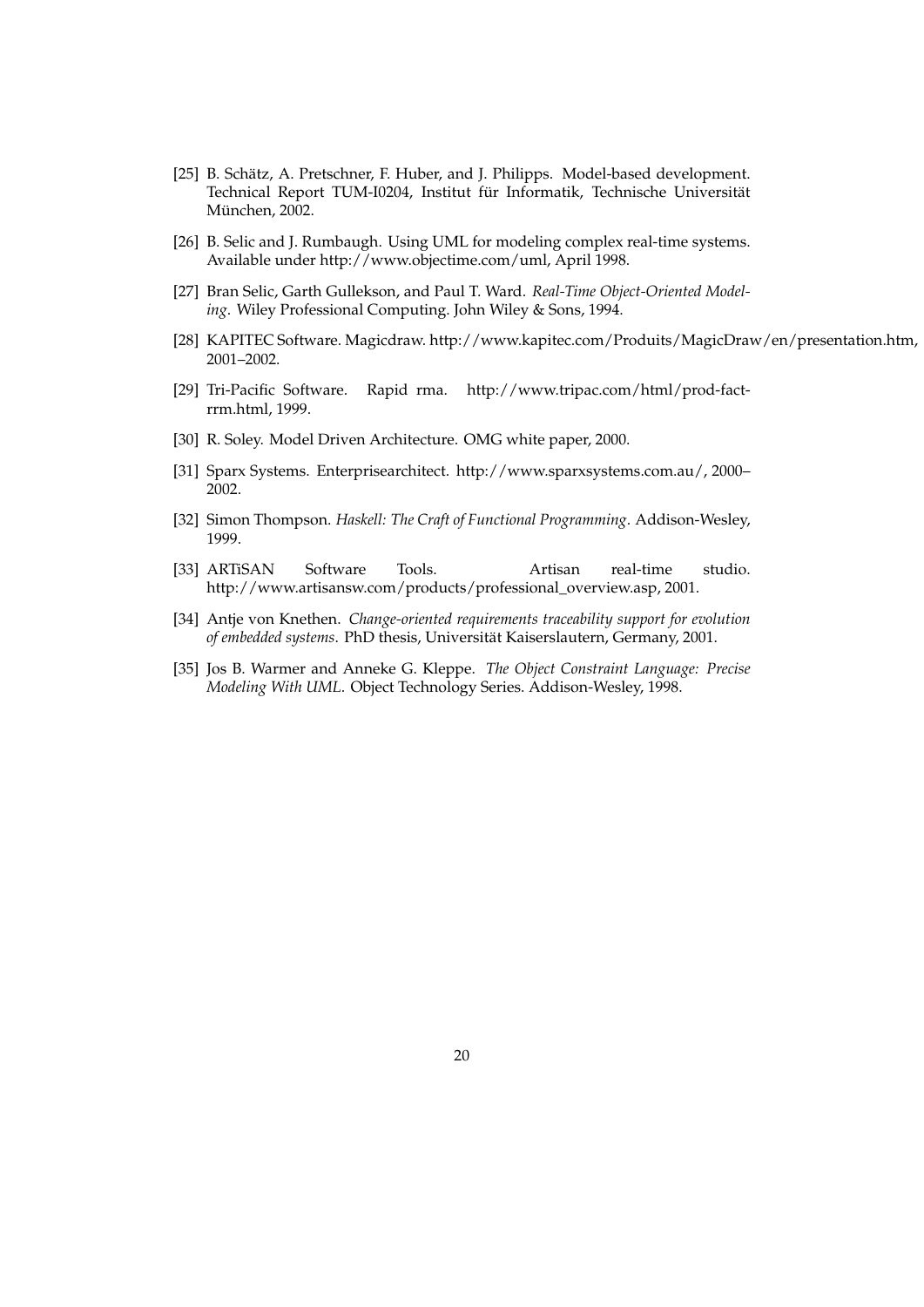[25] B. Schätz, A. Pretschner, F. Huber, and J. Philipps. Model-based development. Technical Report TUM-I0204, Institut für Informatik, Technische Universität München, 2002.

[26] B. Selic and J. Rumbaugh. Using UML for modeling complex real-time systems. Available under http://www.objectime.com/uml, April 1998.

[27] Bran Selic, Garth Gullekson, and Paul T. Ward. *Real-Time Object-Oriented Modeling*. Wiley Professional Computing. John Wiley & Sons, 1994.

[28] KAPITEC Software. Magicdraw. http://www.kapitec.com/Produits/MagicDraw/en/presentation.htm, 2001–2002.

[29] Tri-Pacific Software. Rapid rma. http://www.tripac.com/html/prod-fact-rrm.html, 1999.

[30] R. Soley. Model Driven Architecture. OMG white paper, 2000.

[31] Sparx Systems. Enterprisearchitect. http://www.sparxsystems.com.au/, 2000–2002.

[32] Simon Thompson. *Haskell: The Craft of Functional Programming*. Addison-Wesley, 1999.

[33] ARTiSAN Software Tools. Artisan real-time studio. http://www.artisansw.com/products/professional_overview.asp, 2001.

[34] Antje von Knethen. *Change-oriented requirements traceability support for evolution of embedded systems*. PhD thesis, Universität Kaiserslautern, Germany, 2001.

[35] Jos B. Warmer and Anneke G. Kleppe. *The Object Constraint Language: Precise Modeling With UML*. Object Technology Series. Addison-Wesley, 1998.